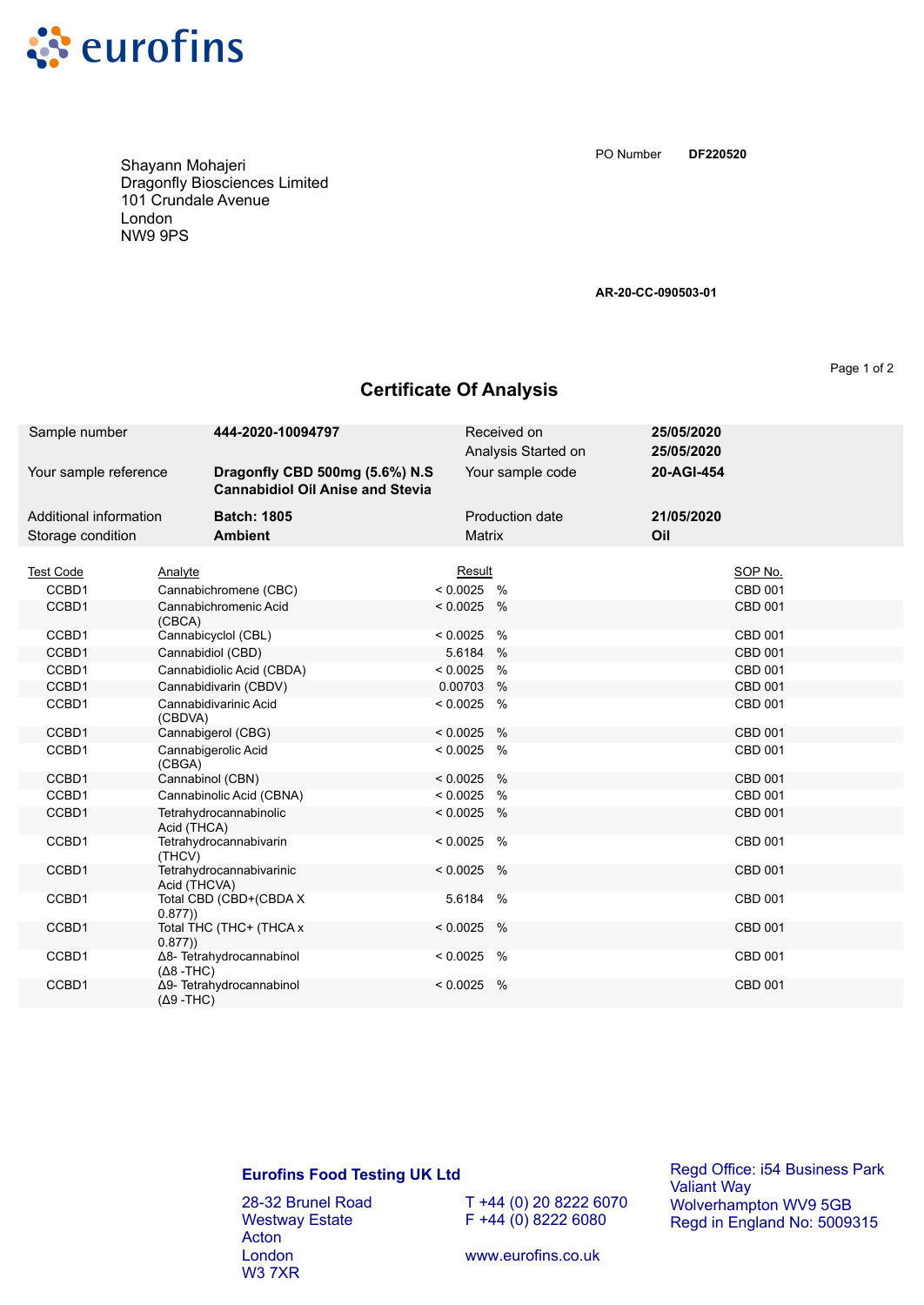eurofins

Shayann Mohajeri
Dragonfly Biosciences Limited
101 Crundale Avenue
London
NW9 9PS

PO Number **DF220520**

**AR-20-CC-090503-01**

## Certificate Of Analysis

| | | | |
|---|---|---|---|
| Sample number | **444-2020-10094797** | Received on | **25/05/2020** |
| | | Analysis Started on | **25/05/2020** |
| Your sample reference | **Dragonfly CBD 500mg (5.6%) N.S Cannabidiol Oil Anise and Stevia** | Your sample code | **20-AGI-454** |
| Additional information | **Batch: 1805** | Production date | **21/05/2020** |
| Storage condition | **Ambient** | Matrix | **Oil** |

| Test Code | Analyte | Result | SOP No. |
|---|---|---|---|
| CCBD1 | Cannabichromene (CBC) | < 0.0025 % | CBD 001 |
| CCBD1 | Cannabichromenic Acid (CBCA) | < 0.0025 % | CBD 001 |
| CCBD1 | Cannabicyclol (CBL) | < 0.0025 % | CBD 001 |
| CCBD1 | Cannabidiol (CBD) | 5.6184 % | CBD 001 |
| CCBD1 | Cannabidiolic Acid (CBDA) | < 0.0025 % | CBD 001 |
| CCBD1 | Cannabidivarin (CBDV) | 0.00703 % | CBD 001 |
| CCBD1 | Cannabidivarinic Acid (CBDVA) | < 0.0025 % | CBD 001 |
| CCBD1 | Cannabigerol (CBG) | < 0.0025 % | CBD 001 |
| CCBD1 | Cannabigerolic Acid (CBGA) | < 0.0025 % | CBD 001 |
| CCBD1 | Cannabinol (CBN) | < 0.0025 % | CBD 001 |
| CCBD1 | Cannabinolic Acid (CBNA) | < 0.0025 % | CBD 001 |
| CCBD1 | Tetrahydrocannabinolic Acid (THCA) | < 0.0025 % | CBD 001 |
| CCBD1 | Tetrahydrocannabivarin (THCV) | < 0.0025 % | CBD 001 |
| CCBD1 | Tetrahydrocannabivarinic Acid (THCVA) | < 0.0025 % | CBD 001 |
| CCBD1 | Total CBD (CBD+(CBDA X 0.877)) | 5.6184 % | CBD 001 |
| CCBD1 | Total THC (THC+ (THCA x 0.877)) | < 0.0025 % | CBD 001 |
| CCBD1 | Δ8- Tetrahydrocannabinol (Δ8 -THC) | < 0.0025 % | CBD 001 |
| CCBD1 | Δ9- Tetrahydrocannabinol (Δ9 -THC) | < 0.0025 % | CBD 001 |

**Eurofins Food Testing UK Ltd**

28-32 Brunel Road
Westway Estate
Acton
London
W3 7XR

T +44 (0) 20 8222 6070
F +44 (0) 8222 6080

www.eurofins.co.uk

Regd Office: i54 Business Park
Valiant Way
Wolverhampton WV9 5GB
Regd in England No: 5009315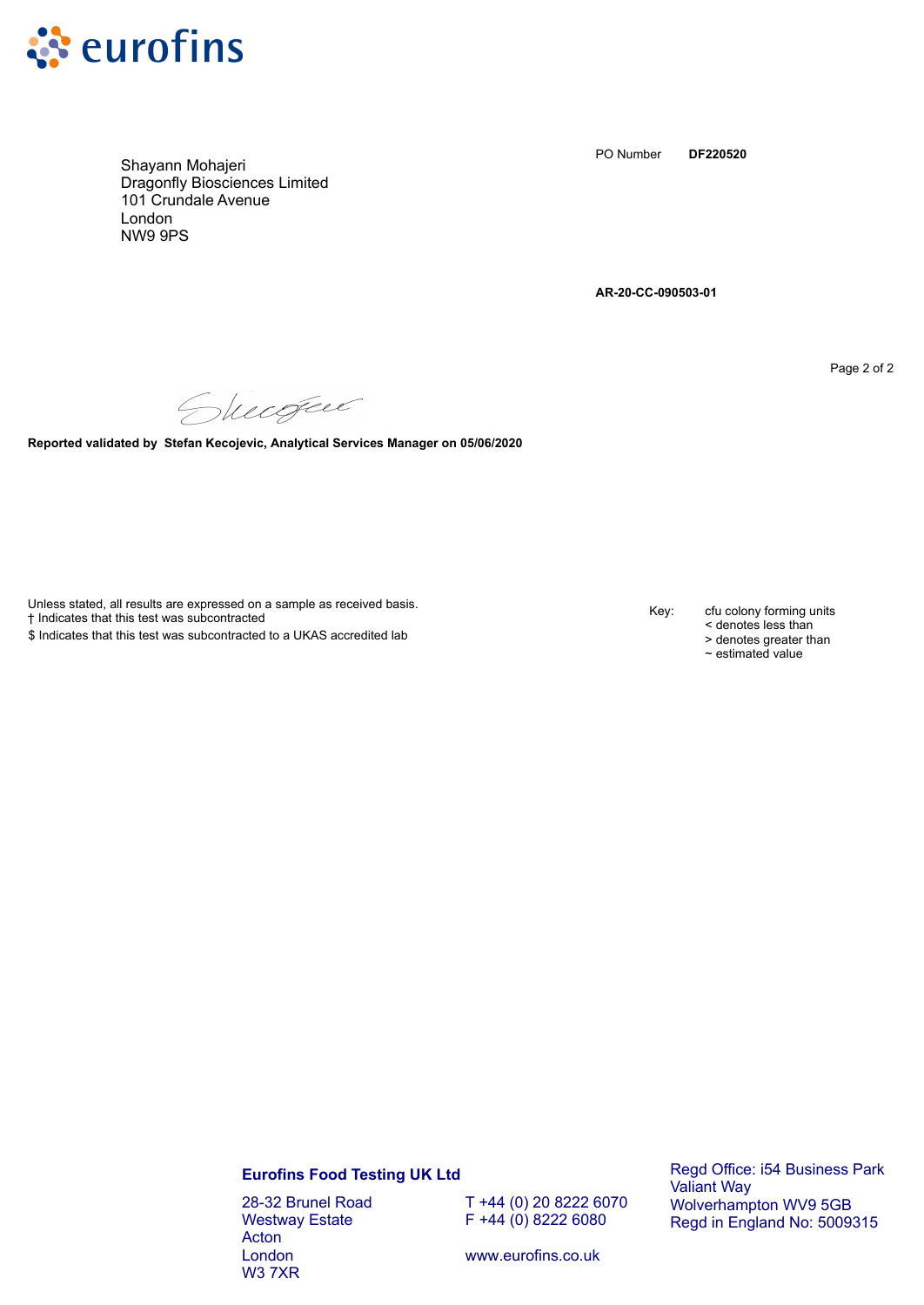Shayann Mohajeri
Dragonfly Biosciences Limited
101 Crundale Avenue
London
NW9 9PS

PO Number **DF220520**

**AR-20-CC-090503-01**

**Reported validated by Stefan Kecojevic, Analytical Services Manager on 05/06/2020**

Unless stated, all results are expressed on a sample as received basis.
† Indicates that this test was subcontracted
$ Indicates that this test was subcontracted to a UKAS accredited lab

Key:
cfu colony forming units
< denotes less than
> denotes greater than
~ estimated value

**Eurofins Food Testing UK Ltd**

28-32 Brunel Road
Westway Estate
Acton
London
W3 7XR

T +44 (0) 20 8222 6070
F +44 (0) 8222 6080

www.eurofins.co.uk

Regd Office: i54 Business Park
Valiant Way
Wolverhampton WV9 5GB
Regd in England No: 5009315